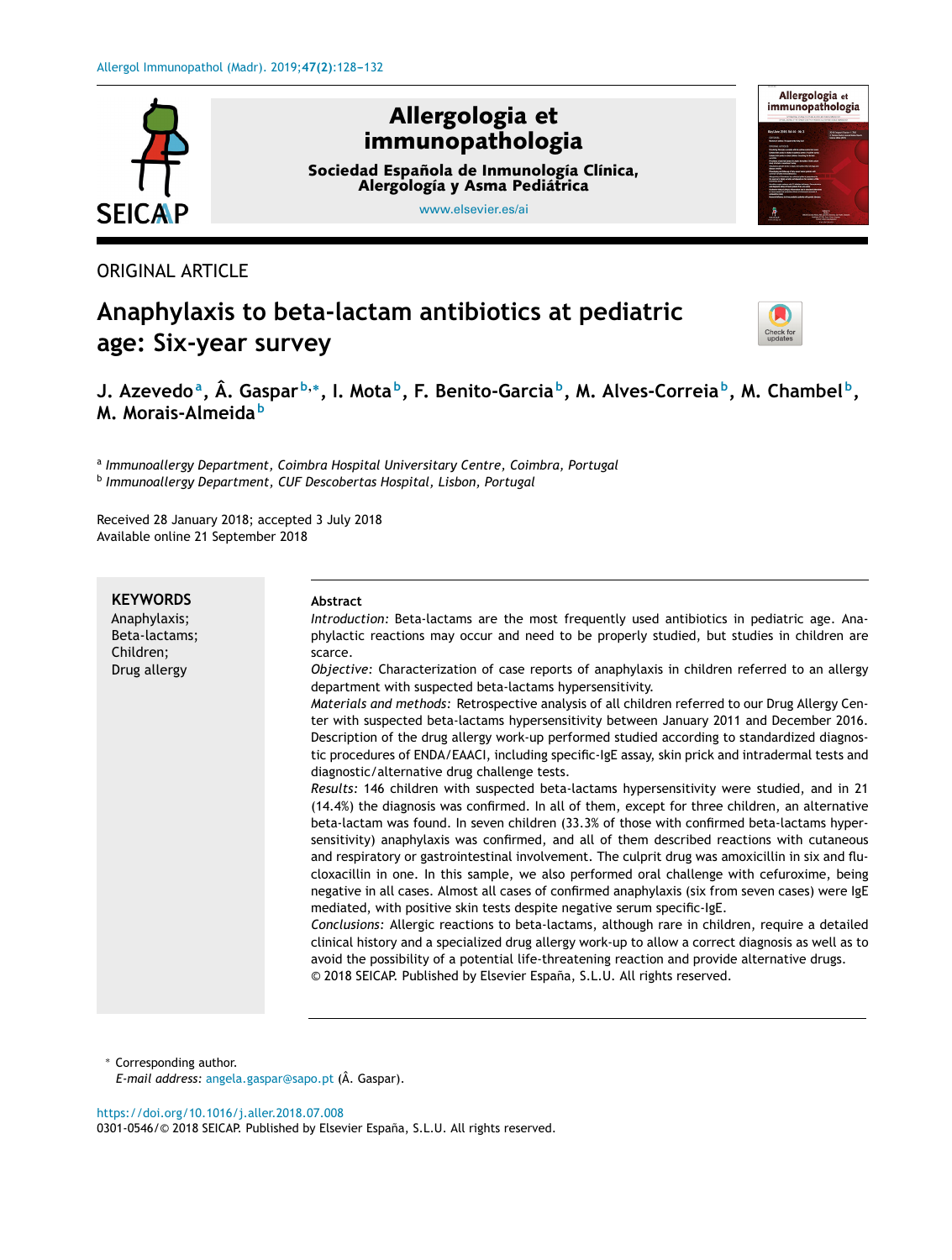ORIGINAL ARTICLE

# Anaphylaxis to beta-lactam antibiotics at pediatric age: Six-year survey

**J. Azevedo[a], Â. Gaspar[b,*], I. Mota[b], F. Benito-Garcia[b], M. Alves-Correia[b], M. Chambel[b], M. Morais-Almeida[b]**

[a] *Immunoallergy Department, Coimbra Hospital Universitary Centre, Coimbra, Portugal*
[b] *Immunoallergy Department, CUF Descobertas Hospital, Lisbon, Portugal*

Received 28 January 2018; accepted 3 July 2018
Available online 21 September 2018

**KEYWORDS**
Anaphylaxis;
Beta-lactams;
Children;
Drug allergy

**Abstract**

*Introduction:* Beta-lactams are the most frequently used antibiotics in pediatric age. Anaphylactic reactions may occur and need to be properly studied, but studies in children are scarce.

*Objective:* Characterization of case reports of anaphylaxis in children referred to an allergy department with suspected beta-lactams hypersensitivity.

*Materials and methods:* Retrospective analysis of all children referred to our Drug Allergy Center with suspected beta-lactams hypersensitivity between January 2011 and December 2016. Description of the drug allergy work-up performed studied according to standardized diagnostic procedures of ENDA/EAACI, including specific-IgE assay, skin prick and intradermal tests and diagnostic/alternative drug challenge tests.

*Results:* 146 children with suspected beta-lactams hypersensitivity were studied, and in 21 (14.4%) the diagnosis was confirmed. In all of them, except for three children, an alternative beta-lactam was found. In seven children (33.3% of those with confirmed beta-lactams hypersensitivity) anaphylaxis was confirmed, and all of them described reactions with cutaneous and respiratory or gastrointestinal involvement. The culprit drug was amoxicillin in six and flucloxacillin in one. In this sample, we also performed oral challenge with cefuroxime, being negative in all cases. Almost all cases of confirmed anaphylaxis (six from seven cases) were IgE mediated, with positive skin tests despite negative serum specific-IgE.

*Conclusions:* Allergic reactions to beta-lactams, although rare in children, require a detailed clinical history and a specialized drug allergy work-up to allow a correct diagnosis as well as to avoid the possibility of a potential life-threatening reaction and provide alternative drugs.
© 2018 SEICAP. Published by Elsevier España, S.L.U. All rights reserved.

* Corresponding author.
*E-mail address:* angela.gaspar@sapo.pt (Â. Gaspar).

https://doi.org/10.1016/j.aller.2018.07.008
0301-0546/© 2018 SEICAP. Published by Elsevier España, S.L.U. All rights reserved.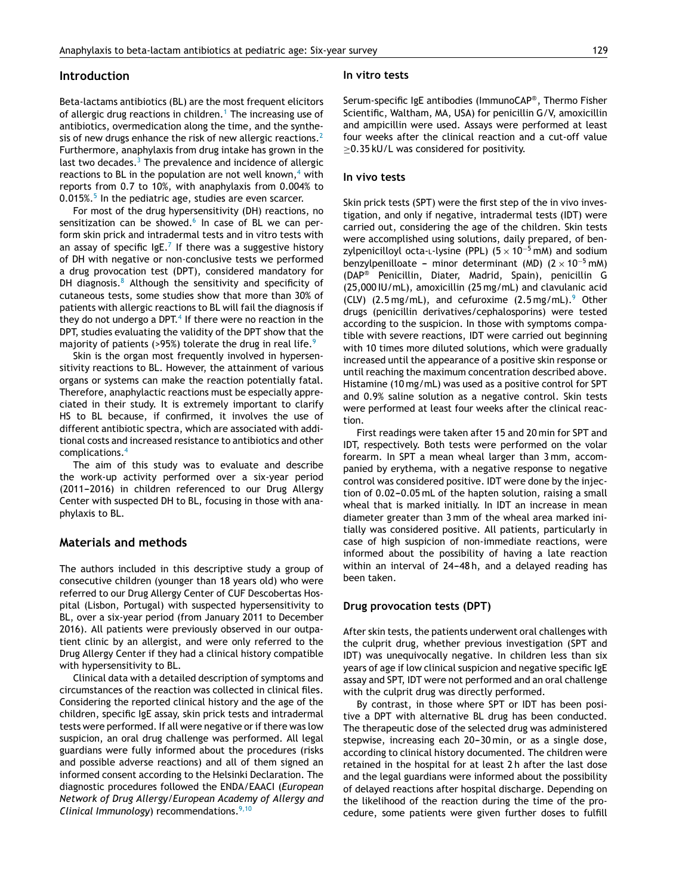## Introduction

Beta-lactams antibiotics (BL) are the most frequent elicitors of allergic drug reactions in children.[1] The increasing use of antibiotics, overmedication along the time, and the synthesis of new drugs enhance the risk of new allergic reactions.[2] Furthermore, anaphylaxis from drug intake has grown in the last two decades.[3] The prevalence and incidence of allergic reactions to BL in the population are not well known,[4] with reports from 0.7 to 10%, with anaphylaxis from 0.004% to 0.015%.[5] In the pediatric age, studies are even scarcer.

For most of the drug hypersensitivity (DH) reactions, no sensitization can be showed.[6] In case of BL we can perform skin prick and intradermal tests and in vitro tests with an assay of specific IgE.[7] If there was a suggestive history of DH with negative or non-conclusive tests we performed a drug provocation test (DPT), considered mandatory for DH diagnosis.[8] Although the sensitivity and specificity of cutaneous tests, some studies show that more than 30% of patients with allergic reactions to BL will fail the diagnosis if they do not undergo a DPT.[4] If there were no reaction in the DPT, studies evaluating the validity of the DPT show that the majority of patients (>95%) tolerate the drug in real life.[9]

Skin is the organ most frequently involved in hypersensitivity reactions to BL. However, the attainment of various organs or systems can make the reaction potentially fatal. Therefore, anaphylactic reactions must be especially appreciated in their study. It is extremely important to clarify HS to BL because, if confirmed, it involves the use of different antibiotic spectra, which are associated with additional costs and increased resistance to antibiotics and other complications.[4]

The aim of this study was to evaluate and describe the work-up activity performed over a six-year period (2011–2016) in children referenced to our Drug Allergy Center with suspected DH to BL, focusing in those with anaphylaxis to BL.

## Materials and methods

The authors included in this descriptive study a group of consecutive children (younger than 18 years old) who were referred to our Drug Allergy Center of CUF Descobertas Hospital (Lisbon, Portugal) with suspected hypersensitivity to BL, over a six-year period (from January 2011 to December 2016). All patients were previously observed in our outpatient clinic by an allergist, and were only referred to the Drug Allergy Center if they had a clinical history compatible with hypersensitivity to BL.

Clinical data with a detailed description of symptoms and circumstances of the reaction was collected in clinical files. Considering the reported clinical history and the age of the children, specific IgE assay, skin prick tests and intradermal tests were performed. If all were negative or if there was low suspicion, an oral drug challenge was performed. All legal guardians were fully informed about the procedures (risks and possible adverse reactions) and all of them signed an informed consent according to the Helsinki Declaration. The diagnostic procedures followed the ENDA/EAACI (*European Network of Drug Allergy/European Academy of Allergy and Clinical Immunology*) recommendations.[9,10]

### In vitro tests

Serum-specific IgE antibodies (ImmunoCAP®, Thermo Fisher Scientific, Waltham, MA, USA) for penicillin G/V, amoxicillin and ampicillin were used. Assays were performed at least four weeks after the clinical reaction and a cut-off value $\geq$0.35 kU/L was considered for positivity.

### In vivo tests

Skin prick tests (SPT) were the first step of the in vivo investigation, and only if negative, intradermal tests (IDT) were carried out, considering the age of the children. Skin tests were accomplished using solutions, daily prepared, of benzylpenicilloyl octa-L-lysine (PPL) ($5 \times 10^{-5}$ mM) and sodium benzylpenilloate – minor determinant (MD) ($2 \times 10^{-5}$ mM) (DAP® Penicillin, Diater, Madrid, Spain), penicillin G (25,000 IU/mL), amoxicillin (25 mg/mL) and clavulanic acid (CLV) (2.5 mg/mL), and cefuroxime (2.5 mg/mL).[9] Other drugs (penicillin derivatives/cephalosporins) were tested according to the suspicion. In those with symptoms compatible with severe reactions, IDT were carried out beginning with 10 times more diluted solutions, which were gradually increased until the appearance of a positive skin response or until reaching the maximum concentration described above. Histamine (10 mg/mL) was used as a positive control for SPT and 0.9% saline solution as a negative control. Skin tests were performed at least four weeks after the clinical reaction.

First readings were taken after 15 and 20 min for SPT and IDT, respectively. Both tests were performed on the volar forearm. In SPT a mean wheal larger than 3 mm, accompanied by erythema, with a negative response to negative control was considered positive. IDT were done by the injection of 0.02–0.05 mL of the hapten solution, raising a small wheal that is marked initially. In IDT an increase in mean diameter greater than 3 mm of the wheal area marked initially was considered positive. All patients, particularly in case of high suspicion of non-immediate reactions, were informed about the possibility of having a late reaction within an interval of 24–48 h, and a delayed reading has been taken.

### Drug provocation tests (DPT)

After skin tests, the patients underwent oral challenges with the culprit drug, whether previous investigation (SPT and IDT) was unequivocally negative. In children less than six years of age if low clinical suspicion and negative specific IgE assay and SPT, IDT were not performed and an oral challenge with the culprit drug was directly performed.

By contrast, in those where SPT or IDT has been positive a DPT with alternative BL drug has been conducted. The therapeutic dose of the selected drug was administered stepwise, increasing each 20–30 min, or as a single dose, according to clinical history documented. The children were retained in the hospital for at least 2 h after the last dose and the legal guardians were informed about the possibility of delayed reactions after hospital discharge. Depending on the likelihood of the reaction during the time of the procedure, some patients were given further doses to fulfill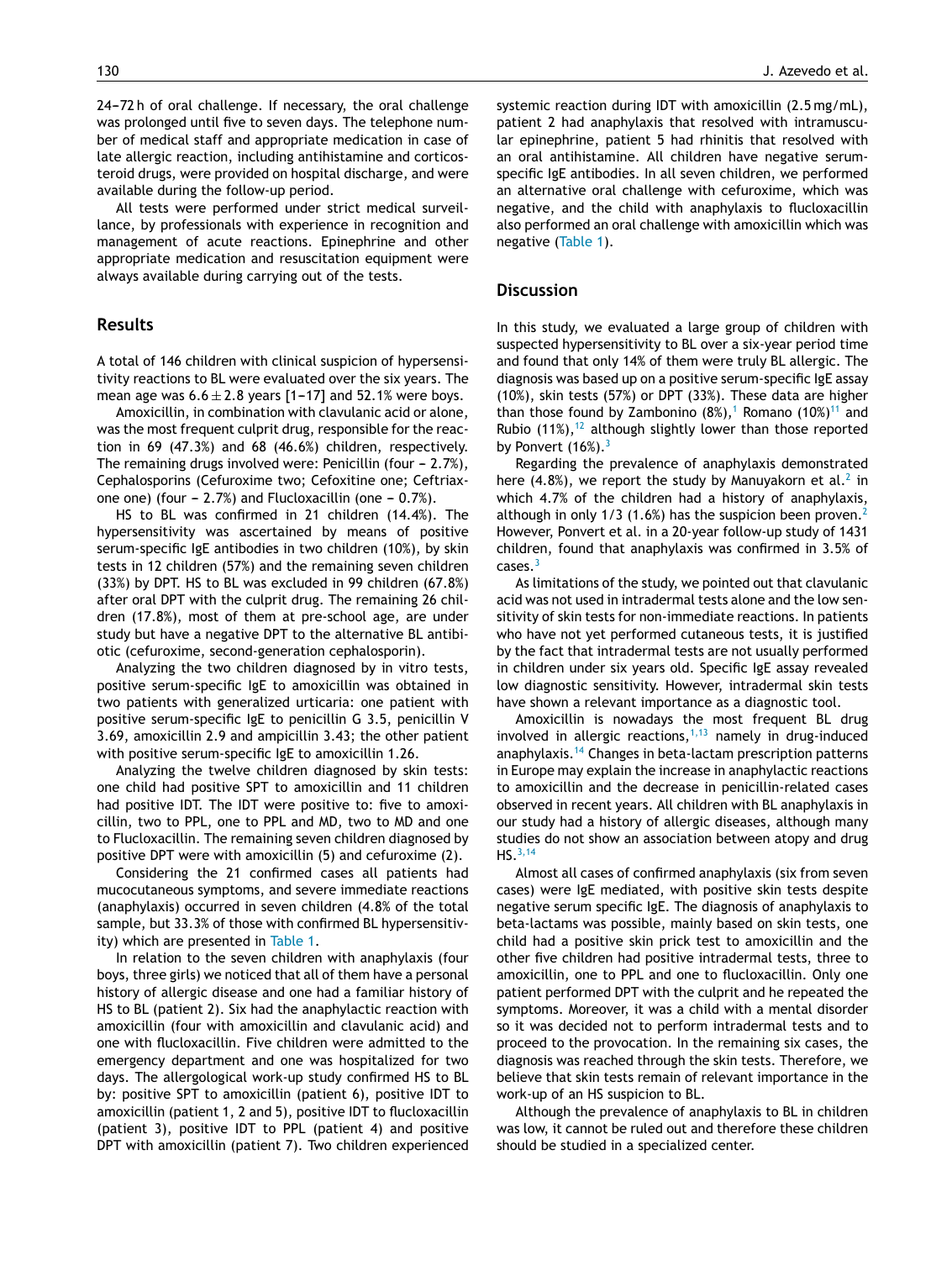24–72 h of oral challenge. If necessary, the oral challenge was prolonged until five to seven days. The telephone number of medical staff and appropriate medication in case of late allergic reaction, including antihistamine and corticosteroid drugs, were provided on hospital discharge, and were available during the follow-up period.

All tests were performed under strict medical surveillance, by professionals with experience in recognition and management of acute reactions. Epinephrine and other appropriate medication and resuscitation equipment were always available during carrying out of the tests.

## Results

A total of 146 children with clinical suspicion of hypersensitivity reactions to BL were evaluated over the six years. The mean age was $6.6 \pm 2.8$ years [1–17] and 52.1% were boys.

Amoxicillin, in combination with clavulanic acid or alone, was the most frequent culprit drug, responsible for the reaction in 69 (47.3%) and 68 (46.6%) children, respectively. The remaining drugs involved were: Penicillin (four – 2.7%), Cephalosporins (Cefuroxime two; Cefoxitine one; Ceftriaxone one) (four – 2.7%) and Flucloxacillin (one – 0.7%).

HS to BL was confirmed in 21 children (14.4%). The hypersensitivity was ascertained by means of positive serum-specific IgE antibodies in two children (10%), by skin tests in 12 children (57%) and the remaining seven children (33%) by DPT. HS to BL was excluded in 99 children (67.8%) after oral DPT with the culprit drug. The remaining 26 children (17.8%), most of them at pre-school age, are under study but have a negative DPT to the alternative BL antibiotic (cefuroxime, second-generation cephalosporin).

Analyzing the two children diagnosed by in vitro tests, positive serum-specific IgE to amoxicillin was obtained in two patients with generalized urticaria: one patient with positive serum-specific IgE to penicillin G 3.5, penicillin V 3.69, amoxicillin 2.9 and ampicillin 3.43; the other patient with positive serum-specific IgE to amoxicillin 1.26.

Analyzing the twelve children diagnosed by skin tests: one child had positive SPT to amoxicillin and 11 children had positive IDT. The IDT were positive to: five to amoxicillin, two to PPL, one to PPL and MD, two to MD and one to Flucloxacillin. The remaining seven children diagnosed by positive DPT were with amoxicillin (5) and cefuroxime (2).

Considering the 21 confirmed cases all patients had mucocutaneous symptoms, and severe immediate reactions (anaphylaxis) occurred in seven children (4.8% of the total sample, but 33.3% of those with confirmed BL hypersensitivity) which are presented in Table 1.

In relation to the seven children with anaphylaxis (four boys, three girls) we noticed that all of them have a personal history of allergic disease and one had a familiar history of HS to BL (patient 2). Six had the anaphylactic reaction with amoxicillin (four with amoxicillin and clavulanic acid) and one with flucloxacillin. Five children were admitted to the emergency department and one was hospitalized for two days. The allergological work-up study confirmed HS to BL by: positive SPT to amoxicillin (patient 6), positive IDT to amoxicillin (patient 1, 2 and 5), positive IDT to flucloxacillin (patient 3), positive IDT to PPL (patient 4) and positive DPT with amoxicillin (patient 7). Two children experienced systemic reaction during IDT with amoxicillin (2.5 mg/mL), patient 2 had anaphylaxis that resolved with intramuscular epinephrine, patient 5 had rhinitis that resolved with an oral antihistamine. All children have negative serum-specific IgE antibodies. In all seven children, we performed an alternative oral challenge with cefuroxime, which was negative, and the child with anaphylaxis to flucloxacillin also performed an oral challenge with amoxicillin which was negative (Table 1).

## Discussion

In this study, we evaluated a large group of children with suspected hypersensitivity to BL over a six-year period time and found that only 14% of them were truly BL allergic. The diagnosis was based up on a positive serum-specific IgE assay (10%), skin tests (57%) or DPT (33%). These data are higher than those found by Zambonino (8%),[1] Romano (10%)[11] and Rubio (11%),[12] although slightly lower than those reported by Ponvert (16%).[3]

Regarding the prevalence of anaphylaxis demonstrated here (4.8%), we report the study by Manuyakorn et al.[2] in which 4.7% of the children had a history of anaphylaxis, although in only 1/3 (1.6%) has the suspicion been proven.[2] However, Ponvert et al. in a 20-year follow-up study of 1431 children, found that anaphylaxis was confirmed in 3.5% of cases.[3]

As limitations of the study, we pointed out that clavulanic acid was not used in intradermal tests alone and the low sensitivity of skin tests for non-immediate reactions. In patients who have not yet performed cutaneous tests, it is justified by the fact that intradermal tests are not usually performed in children under six years old. Specific IgE assay revealed low diagnostic sensitivity. However, intradermal skin tests have shown a relevant importance as a diagnostic tool.

Amoxicillin is nowadays the most frequent BL drug involved in allergic reactions,[1,13] namely in drug-induced anaphylaxis.[14] Changes in beta-lactam prescription patterns in Europe may explain the increase in anaphylactic reactions to amoxicillin and the decrease in penicillin-related cases observed in recent years. All children with BL anaphylaxis in our study had a history of allergic diseases, although many studies do not show an association between atopy and drug HS.[3,14]

Almost all cases of confirmed anaphylaxis (six from seven cases) were IgE mediated, with positive skin tests despite negative serum specific IgE. The diagnosis of anaphylaxis to beta-lactams was possible, mainly based on skin tests, one child had a positive skin prick test to amoxicillin and the other five children had positive intradermal tests, three to amoxicillin, one to PPL and one to flucloxacillin. Only one patient performed DPT with the culprit and he repeated the symptoms. Moreover, it was a child with a mental disorder so it was decided not to perform intradermal tests and to proceed to the provocation. In the remaining six cases, the diagnosis was reached through the skin tests. Therefore, we believe that skin tests remain of relevant importance in the work-up of an HS suspicion to BL.

Although the prevalence of anaphylaxis to BL in children was low, it cannot be ruled out and therefore these children should be studied in a specialized center.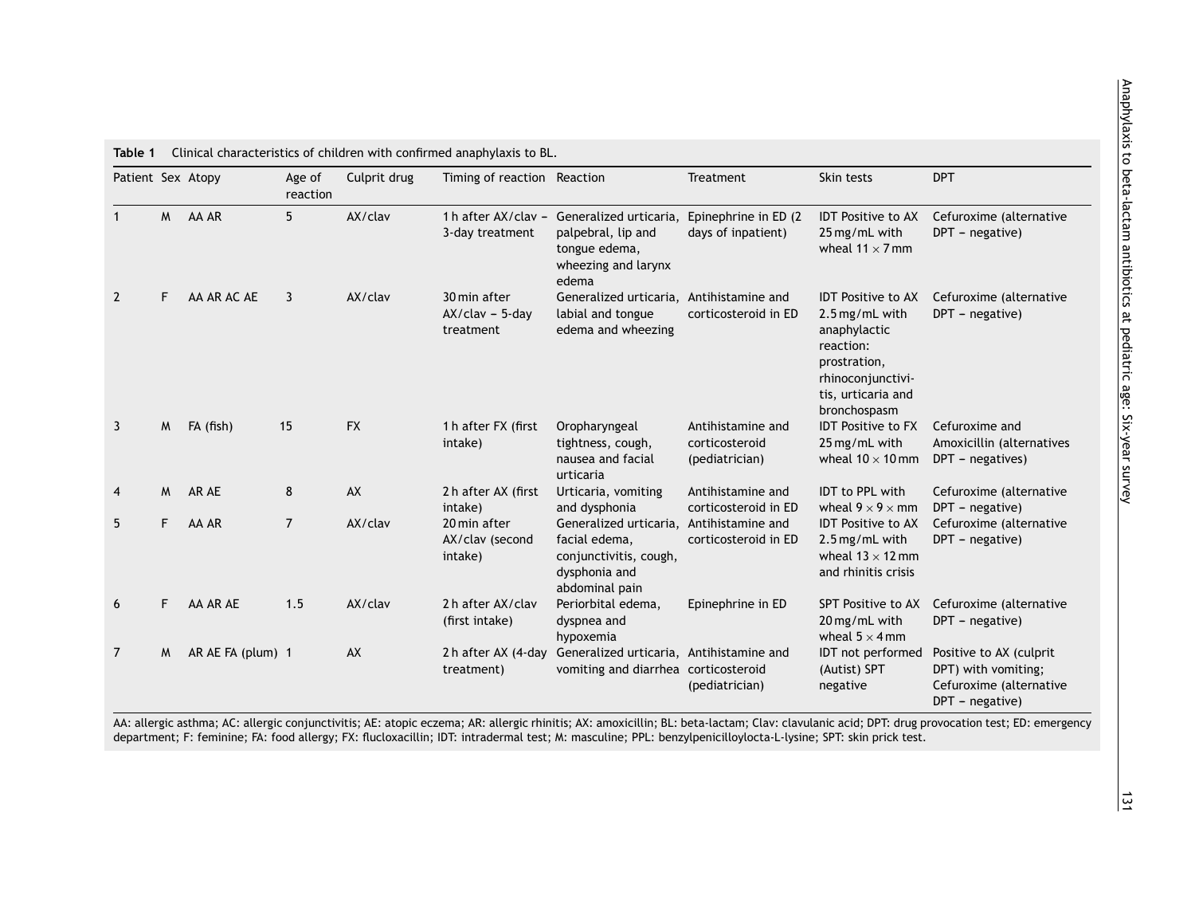**Table 1** Clinical characteristics of children with confirmed anaphylaxis to BL.

| Patient | Sex | Atopy | Age of reaction | Culprit drug | Timing of reaction | Reaction | Treatment | Skin tests | DPT |
|---|---|---|---|---|---|---|---|---|---|
| 1 | M | AA AR | 5 | AX/clav | 1 h after AX/clav – 3-day treatment | Generalized urticaria, palpebral, lip and tongue edema, wheezing and larynx edema | Epinephrine in ED (2 days of inpatient) | IDT Positive to AX 25 mg/mL with wheal 11 × 7 mm | Cefuroxime (alternative DPT – negative) |
| 2 | F | AA AR AC AE | 3 | AX/clav | 30 min after AX/clav – 5-day treatment | Generalized urticaria, labial and tongue edema and wheezing | Antihistamine and corticosteroid in ED | IDT Positive to AX 2.5 mg/mL with anaphylactic reaction: prostration, rhinoconjunctivitis, urticaria and bronchospasm | Cefuroxime (alternative DPT – negative) |
| 3 | M | FA (fish) | 15 | FX | 1 h after FX (first intake) | Oropharyngeal tightness, cough, nausea and facial urticaria | Antihistamine and corticosteroid (pediatrician) | IDT Positive to FX 25 mg/mL with wheal 10 × 10 mm | Cefuroxime and Amoxicillin (alternatives DPT – negatives) |
| 4 | M | AR AE | 8 | AX | 2 h after AX (first intake) | Urticaria, vomiting and dysphonia | Antihistamine and corticosteroid in ED | IDT to PPL with wheal 9 × 9 × mm | Cefuroxime (alternative DPT – negative) |
| 5 | F | AA AR | 7 | AX/clav | 20 min after AX/clav (second intake) | Generalized urticaria, facial edema, conjunctivitis, cough, dysphonia and abdominal pain | Antihistamine and corticosteroid in ED | IDT Positive to AX 2.5 mg/mL with wheal 13 × 12 mm and rhinitis crisis | Cefuroxime (alternative DPT – negative) |
| 6 | F | AA AR AE | 1.5 | AX/clav | 2 h after AX/clav (first intake) | Periorbital edema, dyspnea and hypoxemia | Epinephrine in ED | SPT Positive to AX 20 mg/mL with wheal 5 × 4 mm | Cefuroxime (alternative DPT – negative) |
| 7 | M | AR AE FA (plum) | 1 | AX | 2 h after AX (4-day treatment) | Generalized urticaria, vomiting and diarrhea | Antihistamine and corticosteroid (pediatrician) | IDT not performed (Autist) SPT negative | Positive to AX (culprit DPT) with vomiting; Cefuroxime (alternative DPT – negative) |

AA: allergic asthma; AC: allergic conjunctivitis; AE: atopic eczema; AR: allergic rhinitis; AX: amoxicillin; BL: beta-lactam; Clav: clavulanic acid; DPT: drug provocation test; ED: emergency department; F: feminine; FA: food allergy; FX: flucloxacillin; IDT: intradermal test; M: masculine; PPL: benzylpenicilloylocta-L-lysine; SPT: skin prick test.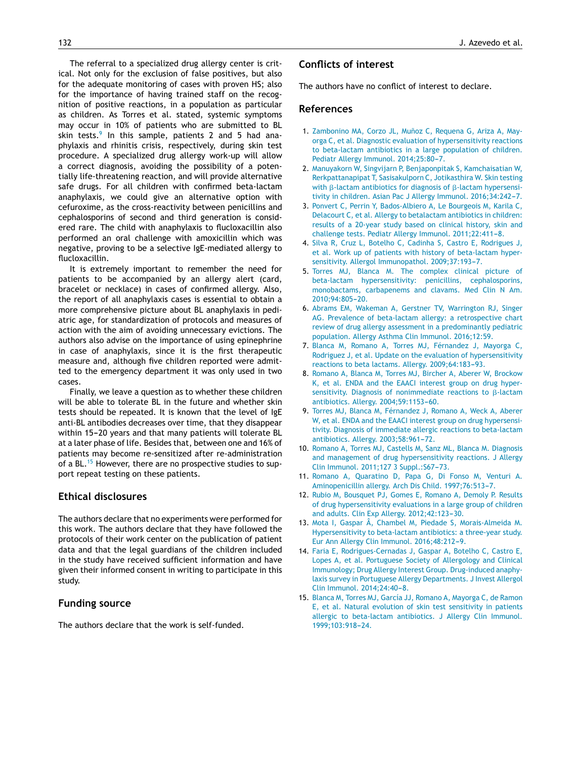The referral to a specialized drug allergy center is critical. Not only for the exclusion of false positives, but also for the adequate monitoring of cases with proven HS; also for the importance of having trained staff on the recognition of positive reactions, in a population as particular as children. As Torres et al. stated, systemic symptoms may occur in 10% of patients who are submitted to BL skin tests.[9] In this sample, patients 2 and 5 had anaphylaxis and rhinitis crisis, respectively, during skin test procedure. A specialized drug allergy work-up will allow a correct diagnosis, avoiding the possibility of a potentially life-threatening reaction, and will provide alternative safe drugs. For all children with confirmed beta-lactam anaphylaxis, we could give an alternative option with cefuroxime, as the cross-reactivity between penicillins and cephalosporins of second and third generation is considered rare. The child with anaphylaxis to flucloxacillin also performed an oral challenge with amoxicillin which was negative, proving to be a selective IgE-mediated allergy to flucloxacillin.

It is extremely important to remember the need for patients to be accompanied by an allergy alert (card, bracelet or necklace) in cases of confirmed allergy. Also, the report of all anaphylaxis cases is essential to obtain a more comprehensive picture about BL anaphylaxis in pediatric age, for standardization of protocols and measures of action with the aim of avoiding unnecessary evictions. The authors also advise on the importance of using epinephrine in case of anaphylaxis, since it is the first therapeutic measure and, although five children reported were admitted to the emergency department it was only used in two cases.

Finally, we leave a question as to whether these children will be able to tolerate BL in the future and whether skin tests should be repeated. It is known that the level of IgE anti-BL antibodies decreases over time, that they disappear within 15–20 years and that many patients will tolerate BL at a later phase of life. Besides that, between one and 16% of patients may become re-sensitized after re-administration of a BL.[15] However, there are no prospective studies to support repeat testing on these patients.

## Ethical disclosures

The authors declare that no experiments were performed for this work. The authors declare that they have followed the protocols of their work center on the publication of patient data and that the legal guardians of the children included in the study have received sufficient information and have given their informed consent in writing to participate in this study.

## Funding source

The authors declare that the work is self-funded.

## Conflicts of interest

The authors have no conflict of interest to declare.

## References

1. Zambonino MA, Corzo JL, Muñoz C, Requena G, Ariza A, Mayorga C, et al. Diagnostic evaluation of hypersensitivity reactions to beta-lactam antibiotics in a large population of children. Pediatr Allergy Immunol. 2014;25:80–7.
2. Manuyakorn W, Singvijarn P, Benjaponpitak S, Kamchaisatian W, Rerkpattanapipat T, Sasisakulporn C, Jotikasthira W. Skin testing with β-lactam antibiotics for diagnosis of β-lactam hypersensitivity in children. Asian Pac J Allergy Immunol. 2016;34:242–7.
3. Ponvert C, Perrin Y, Bados-Albiero A, Le Bourgeois M, Karila C, Delacourt C, et al. Allergy to betalactam antibiotics in children: results of a 20-year study based on clinical history, skin and challenge tests. Pediatr Allergy Immunol. 2011;22:411–8.
4. Silva R, Cruz L, Botelho C, Cadinha S, Castro E, Rodrigues J, et al. Work up of patients with history of beta-lactam hypersensitivity. Allergol Immunopathol. 2009;37:193–7.
5. Torres MJ, Blanca M. The complex clinical picture of beta-lactam hypersensitivity: penicillins, cephalosporins, monobactams, carbapenems and clavams. Med Clin N Am. 2010;94:805–20.
6. Abrams EM, Wakeman A, Gerstner TV, Warrington RJ, Singer AG. Prevalence of beta-lactam allergy: a retrospective chart review of drug allergy assessment in a predominantly pediatric population. Allergy Asthma Clin Immunol. 2016;12:59.
7. Blanca M, Romano A, Torres MJ, Férnandez J, Mayorga C, Rodriguez J, et al. Update on the evaluation of hypersensitivity reactions to beta lactams. Allergy. 2009;64:183–93.
8. Romano A, Blanca M, Torres MJ, Bircher A, Aberer W, Brockow K, et al. ENDA and the EAACI interest group on drug hypersensitivity. Diagnosis of nonimmediate reactions to β-lactam antibiotics. Allergy. 2004;59:1153–60.
9. Torres MJ, Blanca M, Férnandez J, Romano A, Weck A, Aberer W, et al. ENDA and the EAACI interest group on drug hypersensitivity. Diagnosis of immediate allergic reactions to beta-lactam antibiotics. Allergy. 2003;58:961–72.
10. Romano A, Torres MJ, Castells M, Sanz ML, Blanca M. Diagnosis and management of drug hypersensitivity reactions. J Allergy Clin Immunol. 2011;127 3 Suppl.:S67–73.
11. Romano A, Quaratino D, Papa G, Di Fonso M, Venturi A. Aminopenicillin allergy. Arch Dis Child. 1997;76:513–7.
12. Rubio M, Bousquet PJ, Gomes E, Romano A, Demoly P. Results of drug hypersensitivity evaluations in a large group of children and adults. Clin Exp Allergy. 2012;42:123–30.
13. Mota I, Gaspar Â, Chambel M, Piedade S, Morais-Almeida M. Hypersensitivity to beta-lactam antibiotics: a three-year study. Eur Ann Allergy Clin Immunol. 2016;48:212–9.
14. Faria E, Rodrigues-Cernadas J, Gaspar A, Botelho C, Castro E, Lopes A, et al. Portuguese Society of Allergology and Clinical Immunology; Drug Allergy Interest Group. Drug-induced anaphylaxis survey in Portuguese Allergy Departments. J Invest Allergol Clin Immunol. 2014;24:40–8.
15. Blanca M, Torres MJ, García JJ, Romano A, Mayorga C, de Ramon E, et al. Natural evolution of skin test sensitivity in patients allergic to beta-lactam antibiotics. J Allergy Clin Immunol. 1999;103:918–24.